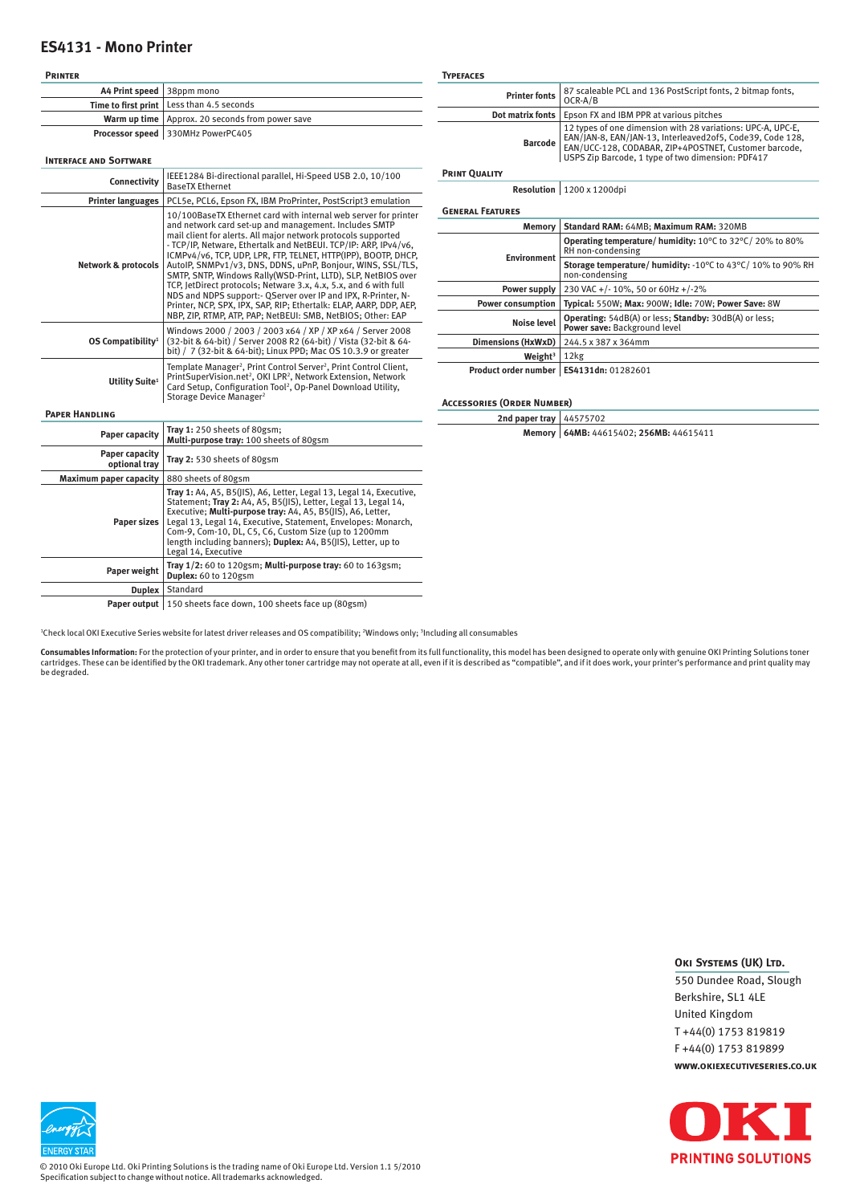# ES4131 - Mono Printer

## Printer

| | |
|---|---|
| A4 Print speed | 38ppm mono |
| Time to first print | Less than 4.5 seconds |
| Warm up time | Approx. 20 seconds from power save |
| Processor speed | 330MHz PowerPC405 |

## Interface and Software

| | |
|---|---|
| Connectivity | IEEE1284 Bi-directional parallel, Hi-Speed USB 2.0, 10/100 BaseTX Ethernet |
| Printer languages | PCL5e, PCL6, Epson FX, IBM ProPrinter, PostScript3 emulation |
| Network & protocols | 10/100BaseTX Ethernet card with internal web server for printer and network card set-up and management. Includes SMTP mail client for alerts. All major network protocols supported - TCP/IP, Netware, Ethertalk and NetBEUI. TCP/IP: ARP, IPv4/v6, ICMPv4/v6, TCP, UDP, LPR, FTP, TELNET, HTTP(IPP), BOOTP, DHCP, AutoIP, SNMPv1/v3, DNS, DDNS, uPnP, Bonjour, WINS, SSL/TLS, SMTP, SNTP, Windows Rally(WSD-Print, LLTD), SLP, NetBIOS over TCP, JetDirect protocols; Netware 3.x, 4.x, 5.x, and 6 with full NDS and NDPS support:- QServer over IP and IPX, R-Printer, N-Printer, NCP, SPX, IPX, SAP, RIP; Ethertalk: ELAP, AARP, DDP, AEP, NBP, ZIP, RTMP, ATP, PAP; NetBEUI: SMB, NetBIOS; Other: EAP |
| OS Compatibility[1] | Windows 2000 / 2003 / 2003 x64 / XP / XP x64 / Server 2008 (32-bit & 64-bit) / Server 2008 R2 (64-bit) / Vista (32-bit & 64-bit) / 7 (32-bit & 64-bit); Linux PPD; Mac OS 10.3.9 or greater |
| Utility Suite[1] | Template Manager[2], Print Control Server[2], Print Control Client, PrintSuperVision.net[2], OKI LPR[2], Network Extension, Network Card Setup, Configuration Tool[2], Op-Panel Download Utility, Storage Device Manager[2] |

## Paper Handling

| | |
|---|---|
| Paper capacity | **Tray 1:** 250 sheets of 80gsm; **Multi-purpose tray:** 100 sheets of 80gsm |
| Paper capacity optional tray | **Tray 2:** 530 sheets of 80gsm |
| Maximum paper capacity | 880 sheets of 80gsm |
| Paper sizes | **Tray 1:** A4, A5, B5(JIS), A6, Letter, Legal 13, Legal 14, Executive, Statement; **Tray 2:** A4, A5, B5(JIS), Letter, Legal 13, Legal 14, Executive; **Multi-purpose tray:** A4, A5, B5(JIS), A6, Letter, Legal 13, Legal 14, Executive, Statement, Envelopes: Monarch, Com-9, Com-10, DL, C5, C6, Custom Size (up to 1200mm length including banners); **Duplex:** A4, B5(JIS), Letter, up to Legal 14, Executive |
| Paper weight | **Tray 1/2:** 60 to 120gsm; **Multi-purpose tray:** 60 to 163gsm; **Duplex:** 60 to 120gsm |
| Duplex | Standard |
| Paper output | 150 sheets face down, 100 sheets face up (80gsm) |

## Typefaces

| | |
|---|---|
| Printer fonts | 87 scaleable PCL and 136 PostScript fonts, 2 bitmap fonts, OCR-A/B |
| Dot matrix fonts | Epson FX and IBM PPR at various pitches |
| Barcode | 12 types of one dimension with 28 variations: UPC-A, UPC-E, EAN/JAN-8, EAN/JAN-13, Interleaved2of5, Code39, Code 128, EAN/UCC-128, CODABAR, ZIP+4POSTNET, Customer barcode, USPS Zip Barcode, 1 type of two dimension: PDF417 |

## Print Quality

| | |
|---|---|
| Resolution | 1200 x 1200dpi |

## General Features

| | |
|---|---|
| Memory | **Standard RAM:** 64MB; **Maximum RAM:** 320MB |
| Environment | **Operating temperature/ humidity:** 10°C to 32°C/ 20% to 80% RH non-condensing |
| | **Storage temperature/ humidity:** -10°C to 43°C/ 10% to 90% RH non-condensing |
| Power supply | 230 VAC +/- 10%, 50 or 60Hz +/-2% |
| Power consumption | **Typical:** 550W; **Max:** 900W; **Idle:** 70W; **Power Save:** 8W |
| Noise level | **Operating:** 54dB(A) or less; **Standby:** 30dB(A) or less; **Power save:** Background level |
| Dimensions (HxWxD) | 244.5 x 387 x 364mm |
| Weight[3] | 12kg |
| Product order number | **ES4131dn:** 01282601 |

## Accessories (Order Number)

| | |
|---|---|
| 2nd paper tray | 44575702 |
| Memory | **64MB:** 44615402; **256MB:** 44615411 |

[1]Check local OKI Executive Series website for latest driver releases and OS compatibility; [2]Windows only; [3]Including all consumables

**Consumables Information:** For the protection of your printer, and in order to ensure that you benefit from its full functionality, this model has been designed to operate only with genuine OKI Printing Solutions toner cartridges. These can be identified by the OKI trademark. Any other toner cartridge may not operate at all, even if it is described as "compatible", and if it does work, your printer's performance and print quality may be degraded.

**Oki Systems (UK) Ltd.**
550 Dundee Road, Slough
Berkshire, SL1 4LE
United Kingdom
T +44(0) 1753 819819
F +44(0) 1753 819899
**www.okiexecutiveseries.co.uk**

© 2010 Oki Europe Ltd. Oki Printing Solutions is the trading name of Oki Europe Ltd. Version 1.1 5/2010
Specification subject to change without notice. All trademarks acknowledged.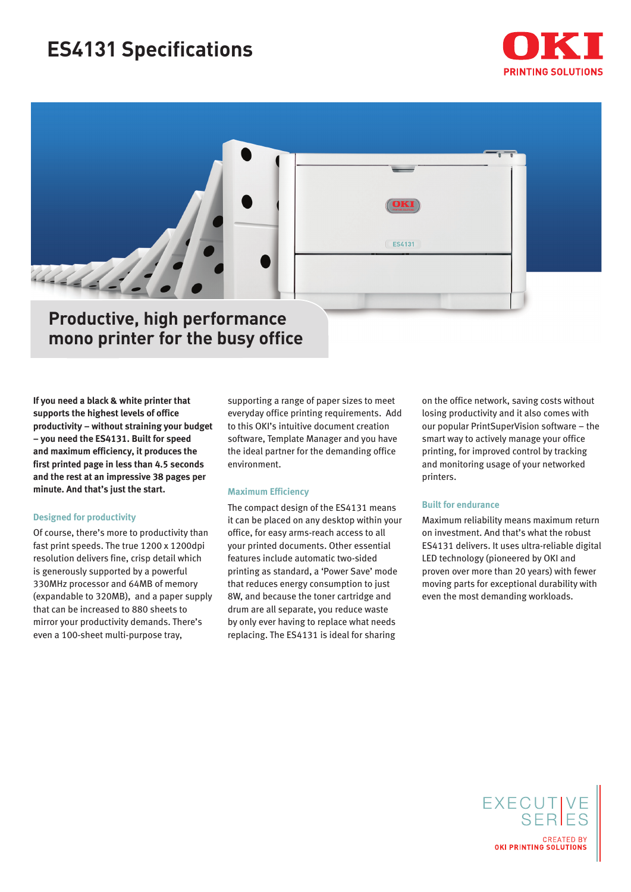# ES4131 Specifications

OKI PRINTING SOLUTIONS

## Productive, high performance mono printer for the busy office

**If you need a black & white printer that supports the highest levels of office productivity – without straining your budget – you need the ES4131. Built for speed and maximum efficiency, it produces the first printed page in less than 4.5 seconds and the rest at an impressive 38 pages per minute. And that's just the start.**

### Designed for productivity

Of course, there's more to productivity than fast print speeds. The true 1200 x 1200dpi resolution delivers fine, crisp detail which is generously supported by a powerful 330MHz processor and 64MB of memory (expandable to 320MB), and a paper supply that can be increased to 880 sheets to mirror your productivity demands. There's even a 100-sheet multi-purpose tray, supporting a range of paper sizes to meet everyday office printing requirements. Add to this OKI's intuitive document creation software, Template Manager and you have the ideal partner for the demanding office environment.

### Maximum Efficiency

The compact design of the ES4131 means it can be placed on any desktop within your office, for easy arms-reach access to all your printed documents. Other essential features include automatic two-sided printing as standard, a 'Power Save' mode that reduces energy consumption to just 8W, and because the toner cartridge and drum are all separate, you reduce waste by only ever having to replace what needs replacing. The ES4131 is ideal for sharing on the office network, saving costs without losing productivity and it also comes with our popular PrintSuperVision software – the smart way to actively manage your office printing, for improved control by tracking and monitoring usage of your networked printers.

### Built for endurance

Maximum reliability means maximum return on investment. And that's what the robust ES4131 delivers. It uses ultra-reliable digital LED technology (pioneered by OKI and proven over more than 20 years) with fewer moving parts for exceptional durability with even the most demanding workloads.

EXECUTIVE SERIES

CREATED BY OKI PRINTING SOLUTIONS